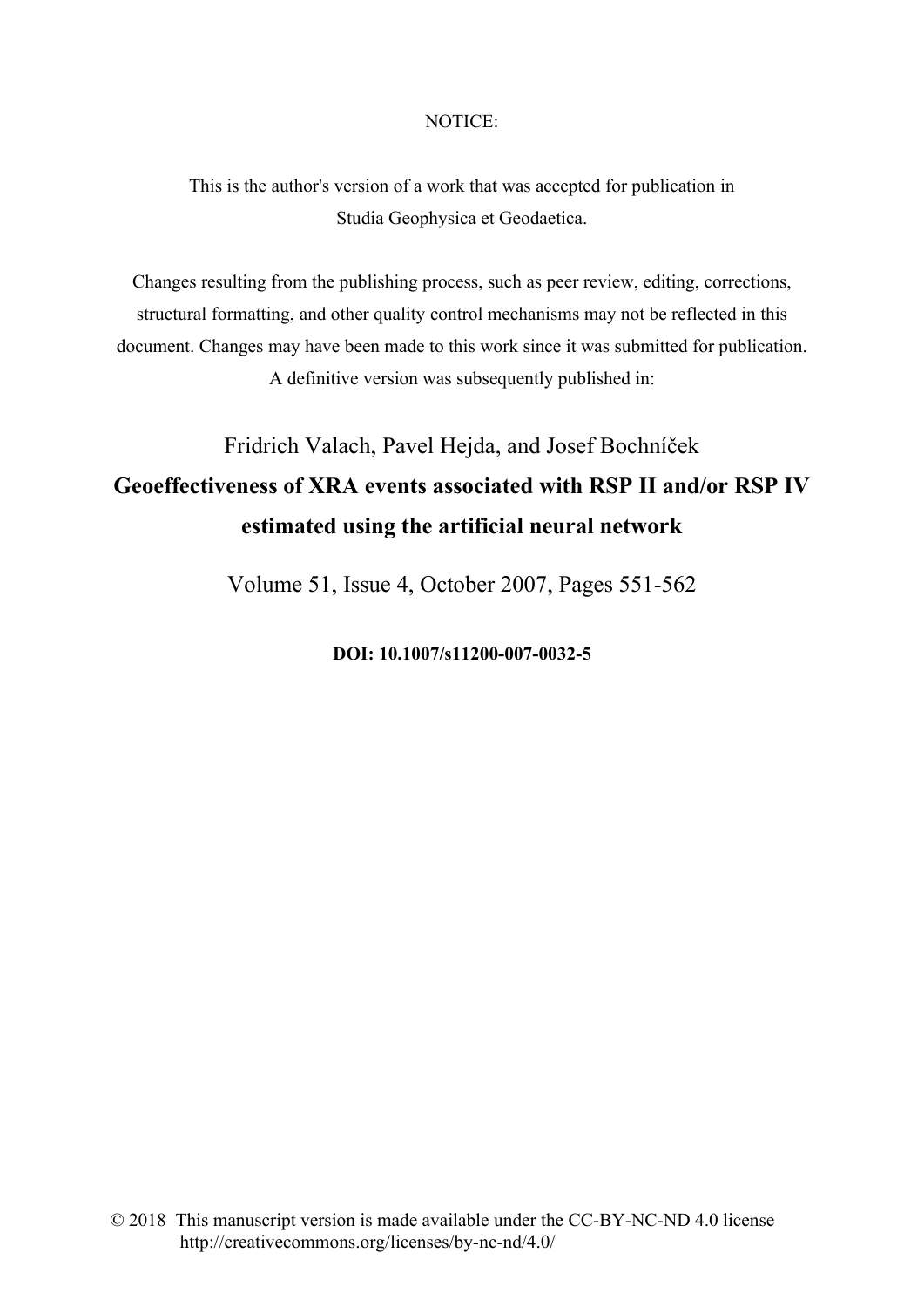NOTICE:

This is the author's version of a work that was accepted for publication in Studia Geophysica et Geodaetica.

Changes resulting from the publishing process, such as peer review, editing, corrections, structural formatting, and other quality control mechanisms may not be reflected in this document. Changes may have been made to this work since it was submitted for publication. A definitive version was subsequently published in:

Fridrich Valach, Pavel Hejda, and Josef Bochníček

**Geoeffectiveness of XRA events associated with RSP II and/or RSP IV estimated using the artificial neural network**

Volume 51, Issue 4, October 2007, Pages 551-562

**DOI: 10.1007/s11200-007-0032-5**

© 2018 This manuscript version is made available under the CC-BY-NC-ND 4.0 license http://creativecommons.org/licenses/by-nc-nd/4.0/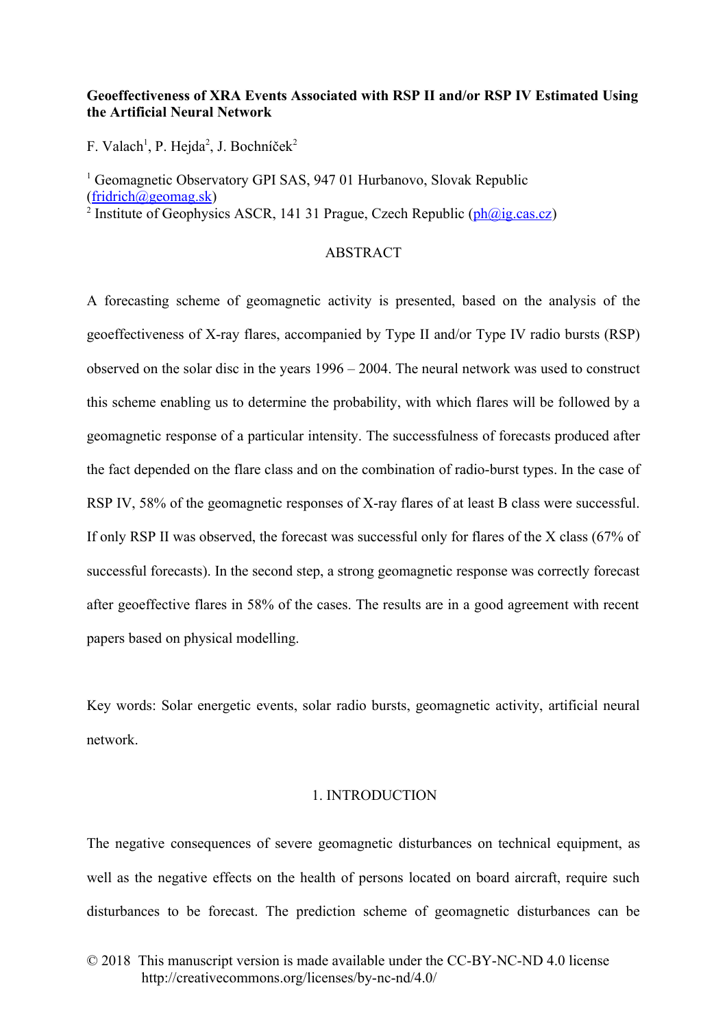**Geoeffectiveness of XRA Events Associated with RSP II and/or RSP IV Estimated Using the Artificial Neural Network**

F. Valach[1], P. Hejda[2], J. Bochníček[2]

[1] Geomagnetic Observatory GPI SAS, 947 01 Hurbanovo, Slovak Republic (fridrich@geomag.sk)
[2] Institute of Geophysics ASCR, 141 31 Prague, Czech Republic (ph@ig.cas.cz)

## ABSTRACT

A forecasting scheme of geomagnetic activity is presented, based on the analysis of the geoeffectiveness of X-ray flares, accompanied by Type II and/or Type IV radio bursts (RSP) observed on the solar disc in the years 1996 – 2004. The neural network was used to construct this scheme enabling us to determine the probability, with which flares will be followed by a geomagnetic response of a particular intensity. The successfulness of forecasts produced after the fact depended on the flare class and on the combination of radio-burst types. In the case of RSP IV, 58% of the geomagnetic responses of X-ray flares of at least B class were successful. If only RSP II was observed, the forecast was successful only for flares of the X class (67% of successful forecasts). In the second step, a strong geomagnetic response was correctly forecast after geoeffective flares in 58% of the cases. The results are in a good agreement with recent papers based on physical modelling.

Key words: Solar energetic events, solar radio bursts, geomagnetic activity, artificial neural network.

## 1. INTRODUCTION

The negative consequences of severe geomagnetic disturbances on technical equipment, as well as the negative effects on the health of persons located on board aircraft, require such disturbances to be forecast. The prediction scheme of geomagnetic disturbances can be

© 2018 This manuscript version is made available under the CC-BY-NC-ND 4.0 license http://creativecommons.org/licenses/by-nc-nd/4.0/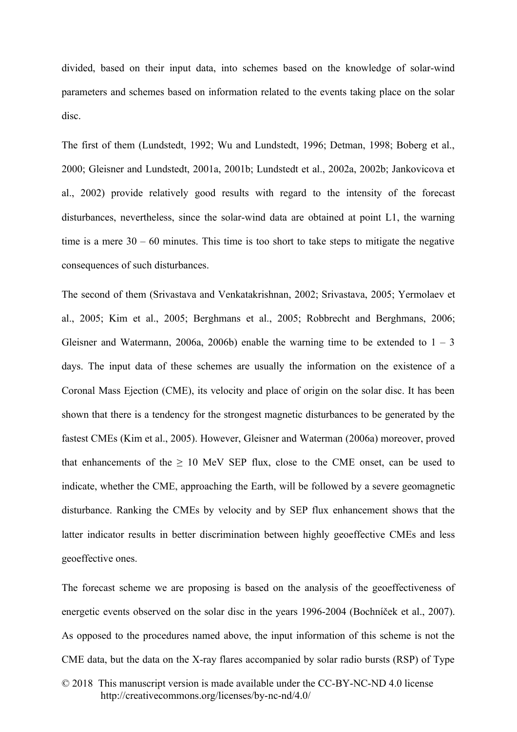divided, based on their input data, into schemes based on the knowledge of solar-wind parameters and schemes based on information related to the events taking place on the solar disc.

The first of them (Lundstedt, 1992; Wu and Lundstedt, 1996; Detman, 1998; Boberg et al., 2000; Gleisner and Lundstedt, 2001a, 2001b; Lundstedt et al., 2002a, 2002b; Jankovicova et al., 2002) provide relatively good results with regard to the intensity of the forecast disturbances, nevertheless, since the solar-wind data are obtained at point L1, the warning time is a mere 30 – 60 minutes. This time is too short to take steps to mitigate the negative consequences of such disturbances.

The second of them (Srivastava and Venkatakrishnan, 2002; Srivastava, 2005; Yermolaev et al., 2005; Kim et al., 2005; Berghmans et al., 2005; Robbrecht and Berghmans, 2006; Gleisner and Watermann, 2006a, 2006b) enable the warning time to be extended to 1 – 3 days. The input data of these schemes are usually the information on the existence of a Coronal Mass Ejection (CME), its velocity and place of origin on the solar disc. It has been shown that there is a tendency for the strongest magnetic disturbances to be generated by the fastest CMEs (Kim et al., 2005). However, Gleisner and Waterman (2006a) moreover, proved that enhancements of the $\geq$ 10 MeV SEP flux, close to the CME onset, can be used to indicate, whether the CME, approaching the Earth, will be followed by a severe geomagnetic disturbance. Ranking the CMEs by velocity and by SEP flux enhancement shows that the latter indicator results in better discrimination between highly geoeffective CMEs and less geoeffective ones.

The forecast scheme we are proposing is based on the analysis of the geoeffectiveness of energetic events observed on the solar disc in the years 1996-2004 (Bochníček et al., 2007). As opposed to the procedures named above, the input information of this scheme is not the CME data, but the data on the X-ray flares accompanied by solar radio bursts (RSP) of Type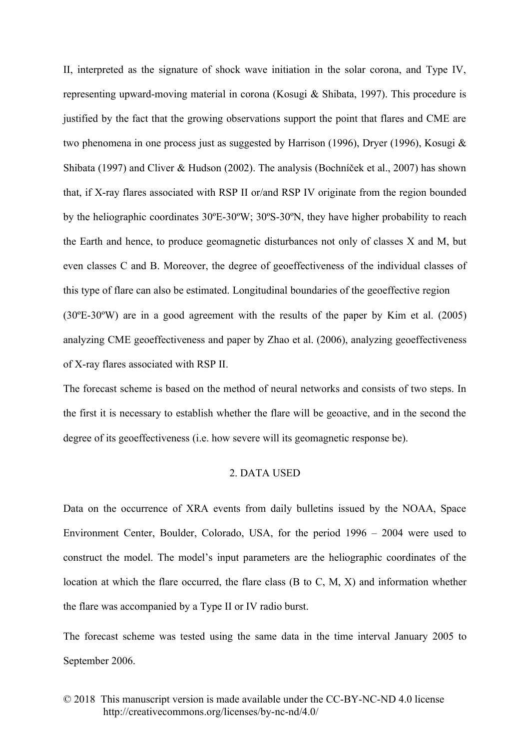II, interpreted as the signature of shock wave initiation in the solar corona, and Type IV, representing upward-moving material in corona (Kosugi & Shibata, 1997). This procedure is justified by the fact that the growing observations support the point that flares and CME are two phenomena in one process just as suggested by Harrison (1996), Dryer (1996), Kosugi & Shibata (1997) and Cliver & Hudson (2002). The analysis (Bochníček et al., 2007) has shown that, if X-ray flares associated with RSP II or/and RSP IV originate from the region bounded by the heliographic coordinates 30ºE-30ºW; 30ºS-30ºN, they have higher probability to reach the Earth and hence, to produce geomagnetic disturbances not only of classes X and M, but even classes C and B. Moreover, the degree of geoeffectiveness of the individual classes of this type of flare can also be estimated. Longitudinal boundaries of the geoeffective region (30ºE-30ºW) are in a good agreement with the results of the paper by Kim et al. (2005) analyzing CME geoeffectiveness and paper by Zhao et al. (2006), analyzing geoeffectiveness of X-ray flares associated with RSP II.

The forecast scheme is based on the method of neural networks and consists of two steps. In the first it is necessary to establish whether the flare will be geoactive, and in the second the degree of its geoeffectiveness (i.e. how severe will its geomagnetic response be).

## 2. DATA USED

Data on the occurrence of XRA events from daily bulletins issued by the NOAA, Space Environment Center, Boulder, Colorado, USA, for the period 1996 – 2004 were used to construct the model. The model's input parameters are the heliographic coordinates of the location at which the flare occurred, the flare class (B to C, M, X) and information whether the flare was accompanied by a Type II or IV radio burst.

The forecast scheme was tested using the same data in the time interval January 2005 to September 2006.

© 2018 This manuscript version is made available under the CC-BY-NC-ND 4.0 license http://creativecommons.org/licenses/by-nc-nd/4.0/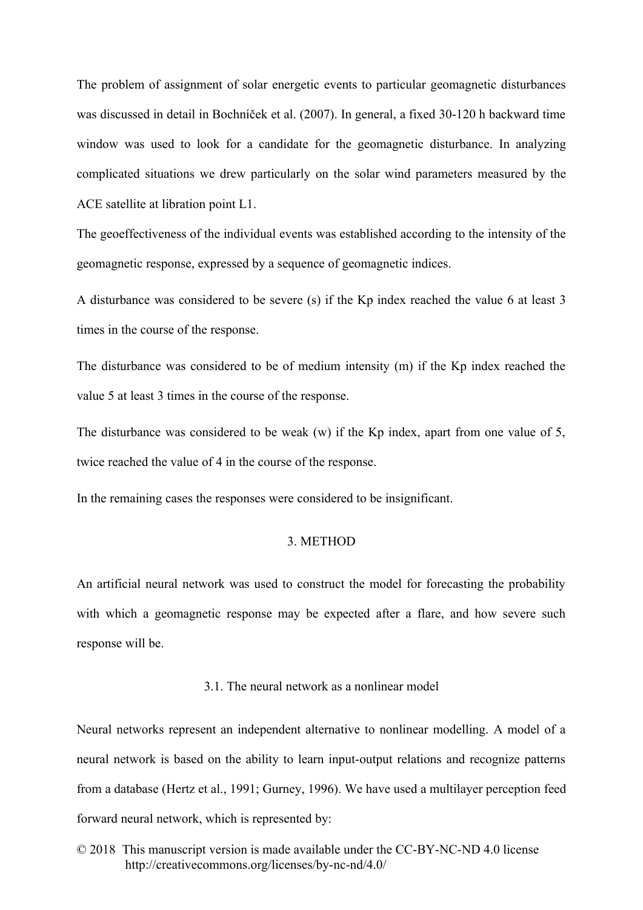The problem of assignment of solar energetic events to particular geomagnetic disturbances was discussed in detail in Bochníček et al. (2007). In general, a fixed 30-120 h backward time window was used to look for a candidate for the geomagnetic disturbance. In analyzing complicated situations we drew particularly on the solar wind parameters measured by the ACE satellite at libration point L1.

The geoeffectiveness of the individual events was established according to the intensity of the geomagnetic response, expressed by a sequence of geomagnetic indices.

A disturbance was considered to be severe (s) if the Kp index reached the value 6 at least 3 times in the course of the response.

The disturbance was considered to be of medium intensity (m) if the Kp index reached the value 5 at least 3 times in the course of the response.

The disturbance was considered to be weak (w) if the Kp index, apart from one value of 5, twice reached the value of 4 in the course of the response.

In the remaining cases the responses were considered to be insignificant.

## 3. METHOD

An artificial neural network was used to construct the model for forecasting the probability with which a geomagnetic response may be expected after a flare, and how severe such response will be.

### 3.1. The neural network as a nonlinear model

Neural networks represent an independent alternative to nonlinear modelling. A model of a neural network is based on the ability to learn input-output relations and recognize patterns from a database (Hertz et al., 1991; Gurney, 1996). We have used a multilayer perception feed forward neural network, which is represented by: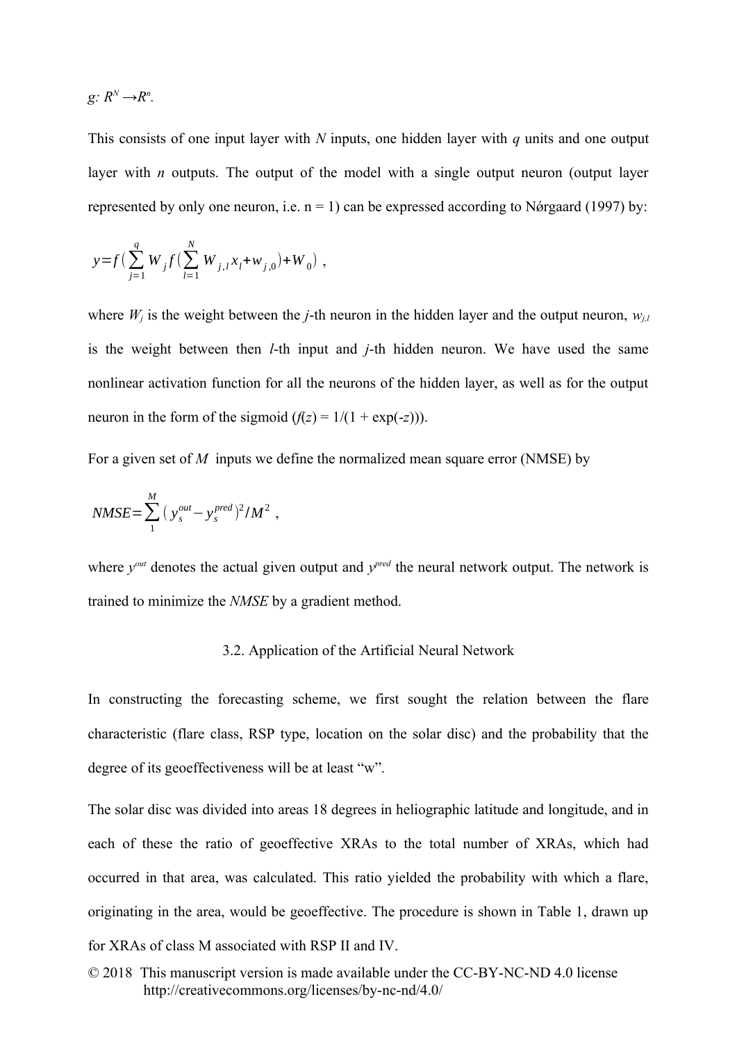$g: R^N \rightarrow R^n$.

This consists of one input layer with $N$ inputs, one hidden layer with $q$ units and one output layer with $n$ outputs. The output of the model with a single output neuron (output layer represented by only one neuron, i.e. n = 1) can be expressed according to Nørgaard (1997) by:

$$y = f\left(\sum_{j=1}^{q} W_j f\left(\sum_{l=1}^{N} w_{j,l} x_l + w_{j,0}\right) + W_0\right) ,$$

where $W_j$ is the weight between the $j$-th neuron in the hidden layer and the output neuron, $w_{j,l}$ is the weight between then $l$-th input and $j$-th hidden neuron. We have used the same nonlinear activation function for all the neurons of the hidden layer, as well as for the output neuron in the form of the sigmoid ($f(z) = 1/(1 + \exp(-z))$).

For a given set of $M$ inputs we define the normalized mean square error (NMSE) by

$$NMSE = \sum_{1}^{M} \left(y_s^{out} - y_s^{pred}\right)^2 / M^2 ,$$

where $y^{out}$ denotes the actual given output and $y^{pred}$ the neural network output. The network is trained to minimize the *NMSE* by a gradient method.

### 3.2. Application of the Artificial Neural Network

In constructing the forecasting scheme, we first sought the relation between the flare characteristic (flare class, RSP type, location on the solar disc) and the probability that the degree of its geoeffectiveness will be at least "w".

The solar disc was divided into areas 18 degrees in heliographic latitude and longitude, and in each of these the ratio of geoeffective XRAs to the total number of XRAs, which had occurred in that area, was calculated. This ratio yielded the probability with which a flare, originating in the area, would be geoeffective. The procedure is shown in Table 1, drawn up for XRAs of class M associated with RSP II and IV.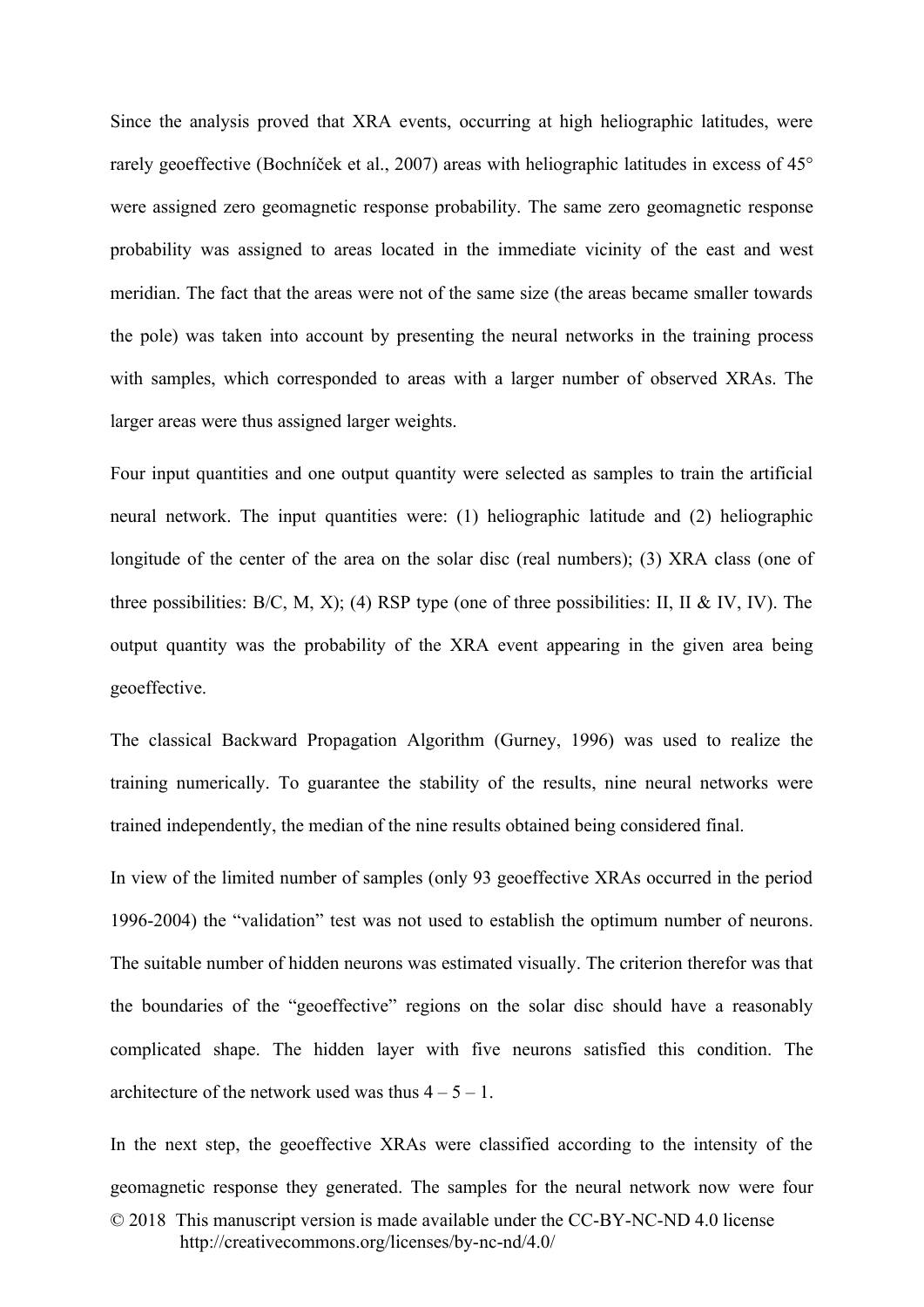Since the analysis proved that XRA events, occurring at high heliographic latitudes, were rarely geoeffective (Bochníček et al., 2007) areas with heliographic latitudes in excess of 45° were assigned zero geomagnetic response probability. The same zero geomagnetic response probability was assigned to areas located in the immediate vicinity of the east and west meridian. The fact that the areas were not of the same size (the areas became smaller towards the pole) was taken into account by presenting the neural networks in the training process with samples, which corresponded to areas with a larger number of observed XRAs. The larger areas were thus assigned larger weights.

Four input quantities and one output quantity were selected as samples to train the artificial neural network. The input quantities were: (1) heliographic latitude and (2) heliographic longitude of the center of the area on the solar disc (real numbers); (3) XRA class (one of three possibilities: B/C, M, X); (4) RSP type (one of three possibilities: II, II & IV, IV). The output quantity was the probability of the XRA event appearing in the given area being geoeffective.

The classical Backward Propagation Algorithm (Gurney, 1996) was used to realize the training numerically. To guarantee the stability of the results, nine neural networks were trained independently, the median of the nine results obtained being considered final.

In view of the limited number of samples (only 93 geoeffective XRAs occurred in the period 1996-2004) the "validation" test was not used to establish the optimum number of neurons. The suitable number of hidden neurons was estimated visually. The criterion therefor was that the boundaries of the "geoeffective" regions on the solar disc should have a reasonably complicated shape. The hidden layer with five neurons satisfied this condition. The architecture of the network used was thus 4 – 5 – 1.

In the next step, the geoeffective XRAs were classified according to the intensity of the geomagnetic response they generated. The samples for the neural network now were four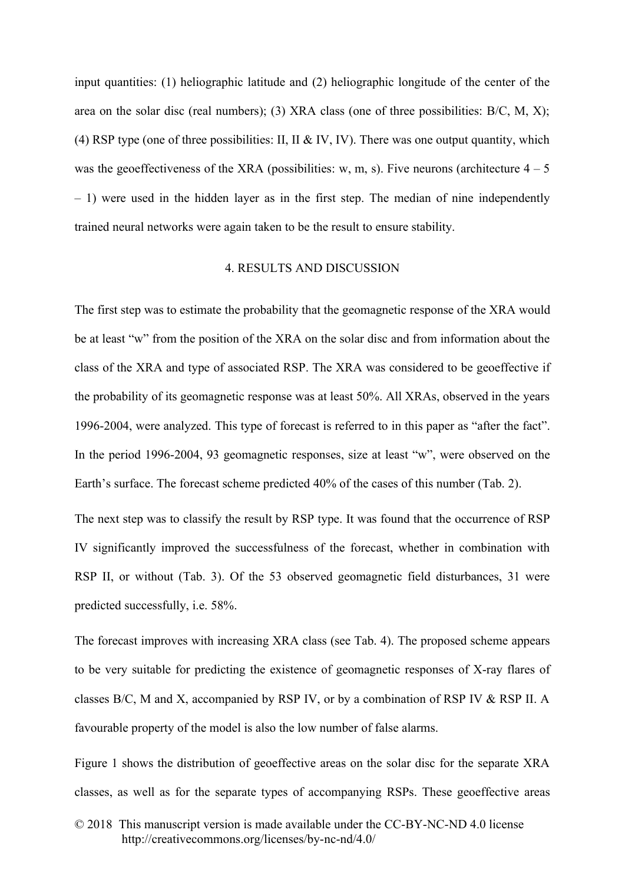input quantities: (1) heliographic latitude and (2) heliographic longitude of the center of the area on the solar disc (real numbers); (3) XRA class (one of three possibilities: B/C, M, X); (4) RSP type (one of three possibilities: II, II & IV, IV). There was one output quantity, which was the geoeffectiveness of the XRA (possibilities: w, m, s). Five neurons (architecture 4 – 5 – 1) were used in the hidden layer as in the first step. The median of nine independently trained neural networks were again taken to be the result to ensure stability.

## 4. RESULTS AND DISCUSSION

The first step was to estimate the probability that the geomagnetic response of the XRA would be at least "w" from the position of the XRA on the solar disc and from information about the class of the XRA and type of associated RSP. The XRA was considered to be geoeffective if the probability of its geomagnetic response was at least 50%. All XRAs, observed in the years 1996-2004, were analyzed. This type of forecast is referred to in this paper as "after the fact". In the period 1996-2004, 93 geomagnetic responses, size at least "w", were observed on the Earth's surface. The forecast scheme predicted 40% of the cases of this number (Tab. 2).

The next step was to classify the result by RSP type. It was found that the occurrence of RSP IV significantly improved the successfulness of the forecast, whether in combination with RSP II, or without (Tab. 3). Of the 53 observed geomagnetic field disturbances, 31 were predicted successfully, i.e. 58%.

The forecast improves with increasing XRA class (see Tab. 4). The proposed scheme appears to be very suitable for predicting the existence of geomagnetic responses of X-ray flares of classes B/C, M and X, accompanied by RSP IV, or by a combination of RSP IV & RSP II. A favourable property of the model is also the low number of false alarms.

Figure 1 shows the distribution of geoeffective areas on the solar disc for the separate XRA classes, as well as for the separate types of accompanying RSPs. These geoeffective areas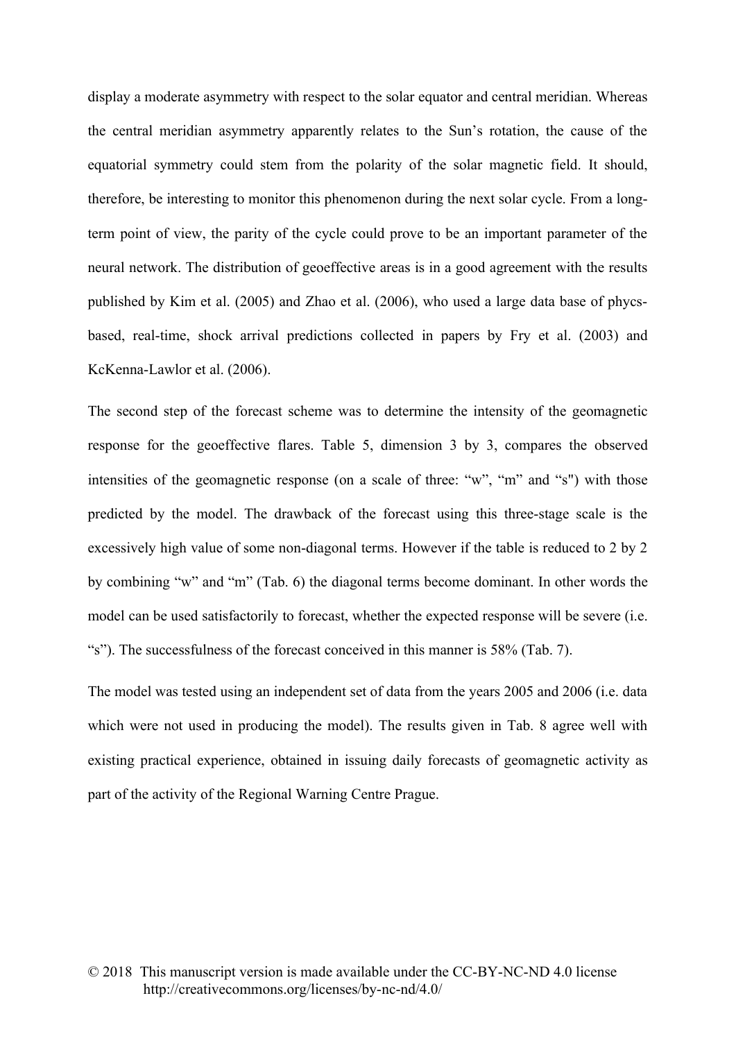display a moderate asymmetry with respect to the solar equator and central meridian. Whereas the central meridian asymmetry apparently relates to the Sun's rotation, the cause of the equatorial symmetry could stem from the polarity of the solar magnetic field. It should, therefore, be interesting to monitor this phenomenon during the next solar cycle. From a long-term point of view, the parity of the cycle could prove to be an important parameter of the neural network. The distribution of geoeffective areas is in a good agreement with the results published by Kim et al. (2005) and Zhao et al. (2006), who used a large data base of phycs-based, real-time, shock arrival predictions collected in papers by Fry et al. (2003) and KcKenna-Lawlor et al. (2006).

The second step of the forecast scheme was to determine the intensity of the geomagnetic response for the geoeffective flares. Table 5, dimension 3 by 3, compares the observed intensities of the geomagnetic response (on a scale of three: "w", "m" and "s") with those predicted by the model. The drawback of the forecast using this three-stage scale is the excessively high value of some non-diagonal terms. However if the table is reduced to 2 by 2 by combining "w" and "m" (Tab. 6) the diagonal terms become dominant. In other words the model can be used satisfactorily to forecast, whether the expected response will be severe (i.e. "s"). The successfulness of the forecast conceived in this manner is 58% (Tab. 7).

The model was tested using an independent set of data from the years 2005 and 2006 (i.e. data which were not used in producing the model). The results given in Tab. 8 agree well with existing practical experience, obtained in issuing daily forecasts of geomagnetic activity as part of the activity of the Regional Warning Centre Prague.

© 2018 This manuscript version is made available under the CC-BY-NC-ND 4.0 license http://creativecommons.org/licenses/by-nc-nd/4.0/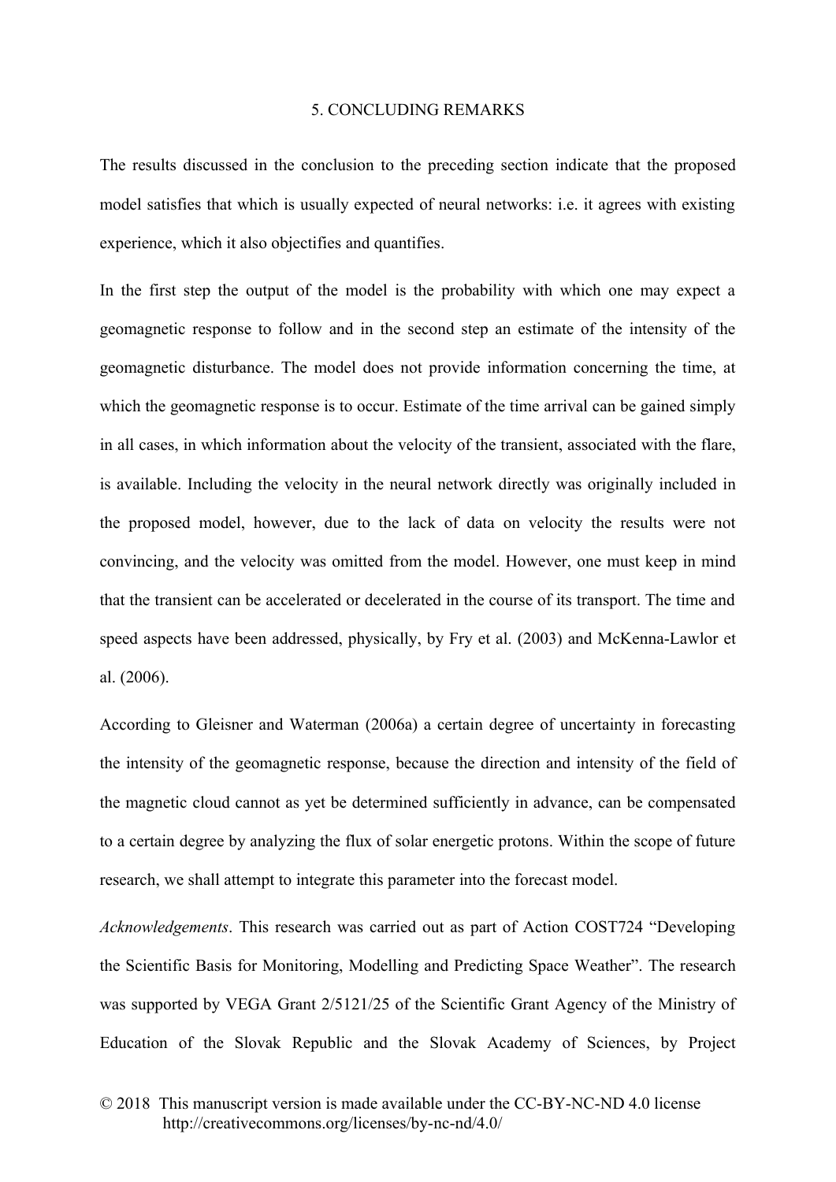## 5. CONCLUDING REMARKS

The results discussed in the conclusion to the preceding section indicate that the proposed model satisfies that which is usually expected of neural networks: i.e. it agrees with existing experience, which it also objectifies and quantifies.

In the first step the output of the model is the probability with which one may expect a geomagnetic response to follow and in the second step an estimate of the intensity of the geomagnetic disturbance. The model does not provide information concerning the time, at which the geomagnetic response is to occur. Estimate of the time arrival can be gained simply in all cases, in which information about the velocity of the transient, associated with the flare, is available. Including the velocity in the neural network directly was originally included in the proposed model, however, due to the lack of data on velocity the results were not convincing, and the velocity was omitted from the model. However, one must keep in mind that the transient can be accelerated or decelerated in the course of its transport. The time and speed aspects have been addressed, physically, by Fry et al. (2003) and McKenna-Lawlor et al. (2006).

According to Gleisner and Waterman (2006a) a certain degree of uncertainty in forecasting the intensity of the geomagnetic response, because the direction and intensity of the field of the magnetic cloud cannot as yet be determined sufficiently in advance, can be compensated to a certain degree by analyzing the flux of solar energetic protons. Within the scope of future research, we shall attempt to integrate this parameter into the forecast model.

*Acknowledgements*. This research was carried out as part of Action COST724 "Developing the Scientific Basis for Monitoring, Modelling and Predicting Space Weather". The research was supported by VEGA Grant 2/5121/25 of the Scientific Grant Agency of the Ministry of Education of the Slovak Republic and the Slovak Academy of Sciences, by Project

© 2018 This manuscript version is made available under the CC-BY-NC-ND 4.0 license http://creativecommons.org/licenses/by-nc-nd/4.0/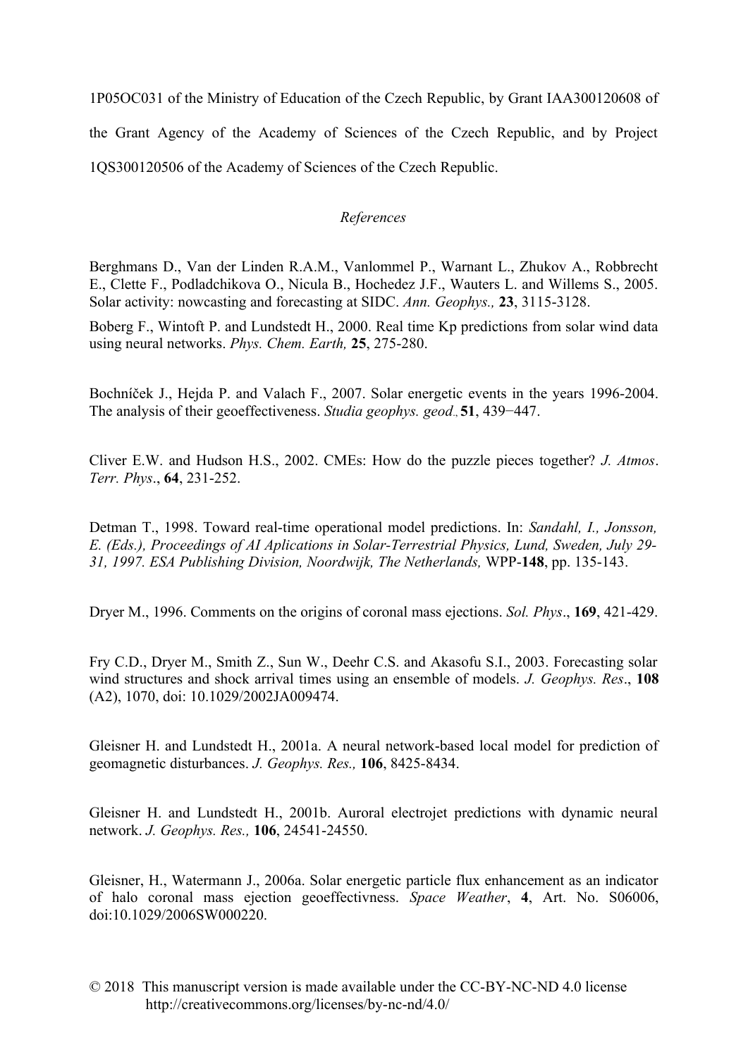1P05OC031 of the Ministry of Education of the Czech Republic, by Grant IAA300120608 of the Grant Agency of the Academy of Sciences of the Czech Republic, and by Project 1QS300120506 of the Academy of Sciences of the Czech Republic.

## *References*

Berghmans D., Van der Linden R.A.M., Vanlommel P., Warnant L., Zhukov A., Robbrecht E., Clette F., Podladchikova O., Nicula B., Hochedez J.F., Wauters L. and Willems S., 2005. Solar activity: nowcasting and forecasting at SIDC. *Ann. Geophys.,* **23**, 3115-3128.

Boberg F., Wintoft P. and Lundstedt H., 2000. Real time Kp predictions from solar wind data using neural networks. *Phys. Chem. Earth,* **25**, 275-280.

Bochníček J., Hejda P. and Valach F., 2007. Solar energetic events in the years 1996-2004. The analysis of their geoeffectiveness. *Studia geophys. geod.*, **51**, 439−447.

Cliver E.W. and Hudson H.S., 2002. CMEs: How do the puzzle pieces together? *J. Atmos. Terr. Phys*., **64**, 231-252.

Detman T., 1998. Toward real-time operational model predictions. In: *Sandahl, I., Jonsson, E. (Eds.), Proceedings of AI Aplications in Solar-Terrestrial Physics, Lund, Sweden, July 29-31, 1997. ESA Publishing Division, Noordwijk, The Netherlands,* WPP-**148**, pp. 135-143.

Dryer M., 1996. Comments on the origins of coronal mass ejections. *Sol. Phys*., **169**, 421-429.

Fry C.D., Dryer M., Smith Z., Sun W., Deehr C.S. and Akasofu S.I., 2003. Forecasting solar wind structures and shock arrival times using an ensemble of models. *J. Geophys. Res*., **108** (A2), 1070, doi: 10.1029/2002JA009474.

Gleisner H. and Lundstedt H., 2001a. A neural network-based local model for prediction of geomagnetic disturbances. *J. Geophys. Res.,* **106**, 8425-8434.

Gleisner H. and Lundstedt H., 2001b. Auroral electrojet predictions with dynamic neural network. *J. Geophys. Res.,* **106**, 24541-24550.

Gleisner, H., Watermann J., 2006a. Solar energetic particle flux enhancement as an indicator of halo coronal mass ejection geoeffectivness. *Space Weather*, **4**, Art. No. S06006, doi:10.1029/2006SW000220.

© 2018 This manuscript version is made available under the CC-BY-NC-ND 4.0 license http://creativecommons.org/licenses/by-nc-nd/4.0/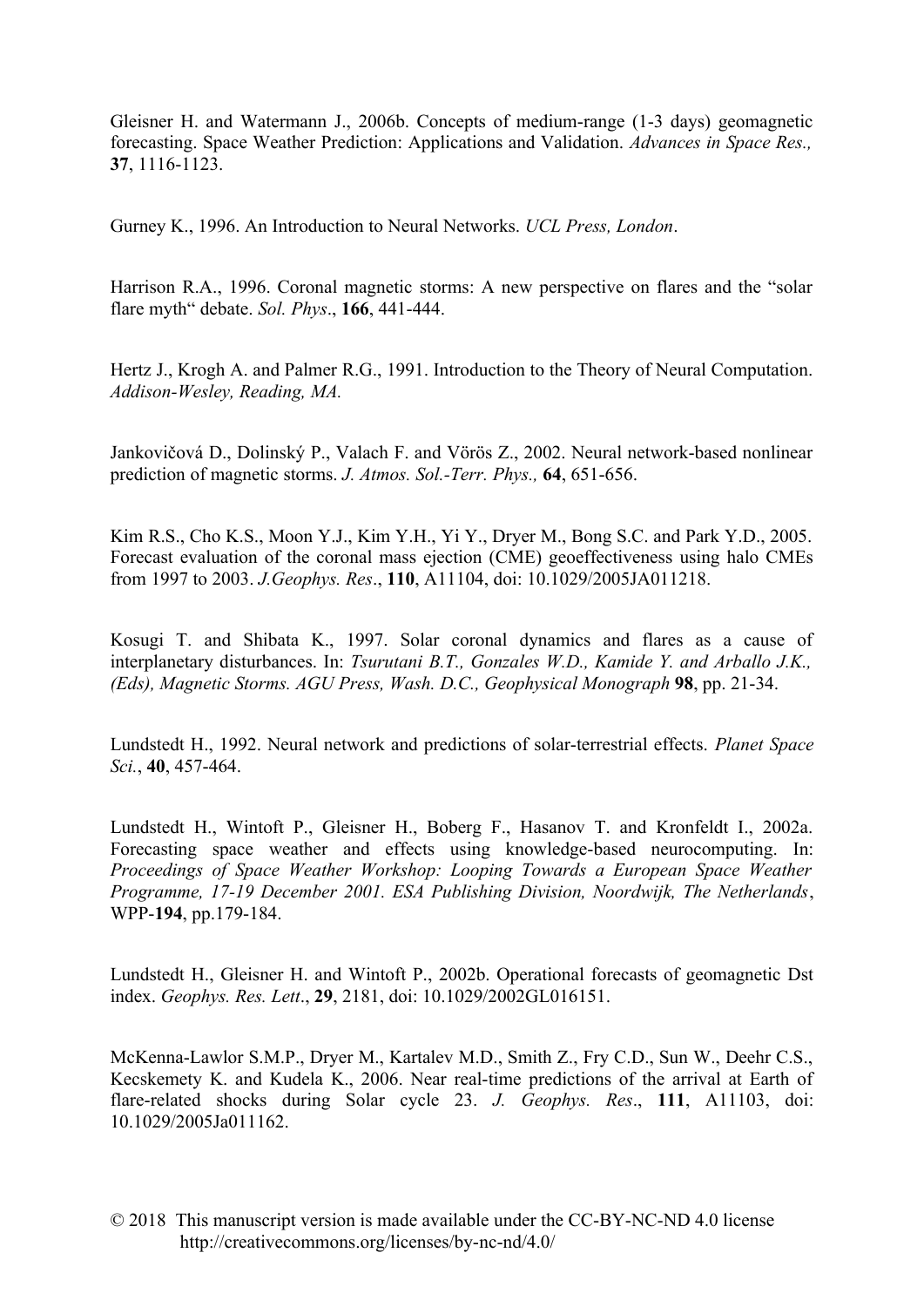Gleisner H. and Watermann J., 2006b. Concepts of medium-range (1-3 days) geomagnetic forecasting. Space Weather Prediction: Applications and Validation. *Advances in Space Res.,* **37**, 1116-1123.

Gurney K., 1996. An Introduction to Neural Networks. *UCL Press, London*.

Harrison R.A., 1996. Coronal magnetic storms: A new perspective on flares and the "solar flare myth" debate. *Sol. Phys*., **166**, 441-444.

Hertz J., Krogh A. and Palmer R.G., 1991. Introduction to the Theory of Neural Computation. *Addison-Wesley, Reading, MA.*

Jankovičová D., Dolinský P., Valach F. and Vörös Z., 2002. Neural network-based nonlinear prediction of magnetic storms. *J. Atmos. Sol.-Terr. Phys.,* **64**, 651-656.

Kim R.S., Cho K.S., Moon Y.J., Kim Y.H., Yi Y., Dryer M., Bong S.C. and Park Y.D., 2005. Forecast evaluation of the coronal mass ejection (CME) geoeffectiveness using halo CMEs from 1997 to 2003. *J.Geophys. Res*., **110**, A11104, doi: 10.1029/2005JA011218.

Kosugi T. and Shibata K., 1997. Solar coronal dynamics and flares as a cause of interplanetary disturbances. In: *Tsurutani B.T., Gonzales W.D., Kamide Y. and Arballo J.K., (Eds), Magnetic Storms. AGU Press, Wash. D.C., Geophysical Monograph* **98**, pp. 21-34.

Lundstedt H., 1992. Neural network and predictions of solar-terrestrial effects. *Planet Space Sci.*, **40**, 457-464.

Lundstedt H., Wintoft P., Gleisner H., Boberg F., Hasanov T. and Kronfeldt I., 2002a. Forecasting space weather and effects using knowledge-based neurocomputing. In: *Proceedings of Space Weather Workshop: Looping Towards a European Space Weather Programme, 17-19 December 2001. ESA Publishing Division, Noordwijk, The Netherlands*, WPP-**194**, pp.179-184.

Lundstedt H., Gleisner H. and Wintoft P., 2002b. Operational forecasts of geomagnetic Dst index. *Geophys. Res. Lett*., **29**, 2181, doi: 10.1029/2002GL016151.

McKenna-Lawlor S.M.P., Dryer M., Kartalev M.D., Smith Z., Fry C.D., Sun W., Deehr C.S., Kecskemety K. and Kudela K., 2006. Near real-time predictions of the arrival at Earth of flare-related shocks during Solar cycle 23. *J. Geophys. Res*., **111**, A11103, doi: 10.1029/2005Ja011162.

© 2018 This manuscript version is made available under the CC-BY-NC-ND 4.0 license http://creativecommons.org/licenses/by-nc-nd/4.0/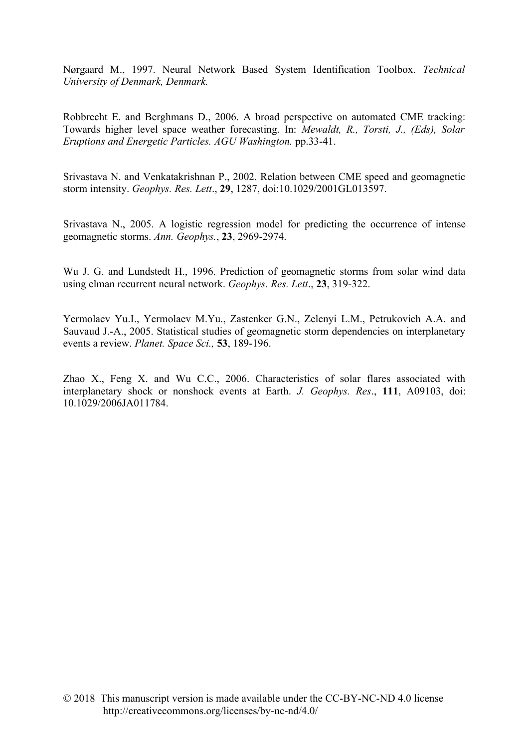Nørgaard M., 1997. Neural Network Based System Identification Toolbox. *Technical University of Denmark, Denmark.*

Robbrecht E. and Berghmans D., 2006. A broad perspective on automated CME tracking: Towards higher level space weather forecasting. In: *Mewaldt, R., Torsti, J., (Eds), Solar Eruptions and Energetic Particles. AGU Washington.* pp.33-41.

Srivastava N. and Venkatakrishnan P., 2002. Relation between CME speed and geomagnetic storm intensity. *Geophys. Res. Lett*., **29**, 1287, doi:10.1029/2001GL013597.

Srivastava N., 2005. A logistic regression model for predicting the occurrence of intense geomagnetic storms. *Ann. Geophys.*, **23**, 2969-2974.

Wu J. G. and Lundstedt H., 1996. Prediction of geomagnetic storms from solar wind data using elman recurrent neural network. *Geophys. Res. Lett*., **23**, 319-322.

Yermolaev Yu.I., Yermolaev M.Yu., Zastenker G.N., Zelenyi L.M., Petrukovich A.A. and Sauvaud J.-A., 2005. Statistical studies of geomagnetic storm dependencies on interplanetary events a review. *Planet. Space Sci.,* **53**, 189-196.

Zhao X., Feng X. and Wu C.C., 2006. Characteristics of solar flares associated with interplanetary shock or nonshock events at Earth. *J. Geophys. Res*., **111**, A09103, doi: 10.1029/2006JA011784.

© 2018 This manuscript version is made available under the CC-BY-NC-ND 4.0 license http://creativecommons.org/licenses/by-nc-nd/4.0/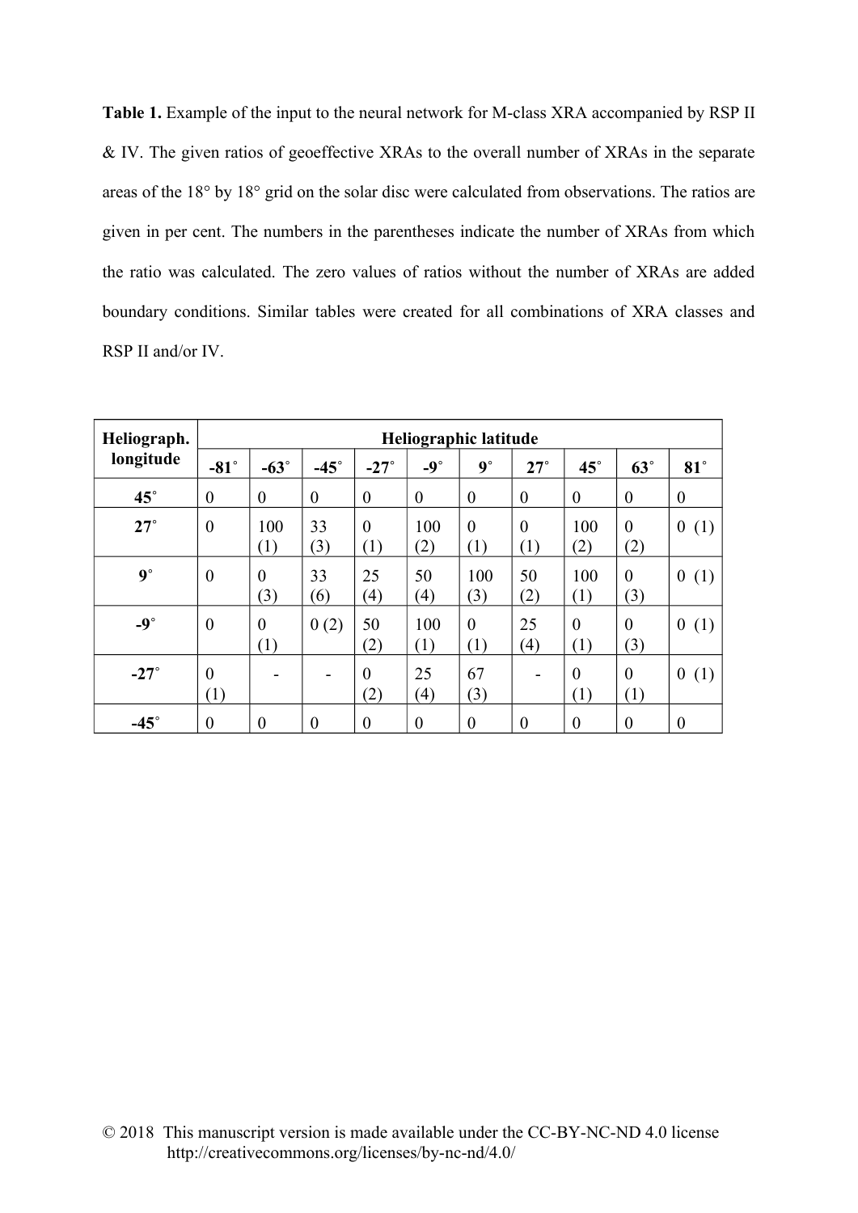**Table 1.** Example of the input to the neural network for M-class XRA accompanied by RSP II & IV. The given ratios of geoeffective XRAs to the overall number of XRAs in the separate areas of the 18° by 18° grid on the solar disc were calculated from observations. The ratios are given in per cent. The numbers in the parentheses indicate the number of XRAs from which the ratio was calculated. The zero values of ratios without the number of XRAs are added boundary conditions. Similar tables were created for all combinations of XRA classes and RSP II and/or IV.

| Heliograph. longitude | Heliographic latitude | | | | | | | | | |
|---|---|---|---|---|---|---|---|---|---|---|
| | -81° | -63° | -45° | -27° | -9° | 9° | 27° | 45° | 63° | 81° |
| 45° | 0 | 0 | 0 | 0 | 0 | 0 | 0 | 0 | 0 | 0 |
| 27° | 0 | 100 (1) | 33 (3) | 0 (1) | 100 (2) | 0 (1) | 0 (1) | 100 (2) | 0 (2) | 0 (1) |
| 9° | 0 | 0 (3) | 33 (6) | 25 (4) | 50 (4) | 100 (3) | 50 (2) | 100 (1) | 0 (3) | 0 (1) |
| -9° | 0 | 0 (1) | 0 (2) | 50 (2) | 100 (1) | 0 (1) | 25 (4) | 0 (1) | 0 (3) | 0 (1) |
| -27° | 0 (1) | - | - | 0 (2) | 25 (4) | 67 (3) | - | 0 (1) | 0 (1) | 0 (1) |
| -45° | 0 | 0 | 0 | 0 | 0 | 0 | 0 | 0 | 0 | 0 |

© 2018 This manuscript version is made available under the CC-BY-NC-ND 4.0 license http://creativecommons.org/licenses/by-nc-nd/4.0/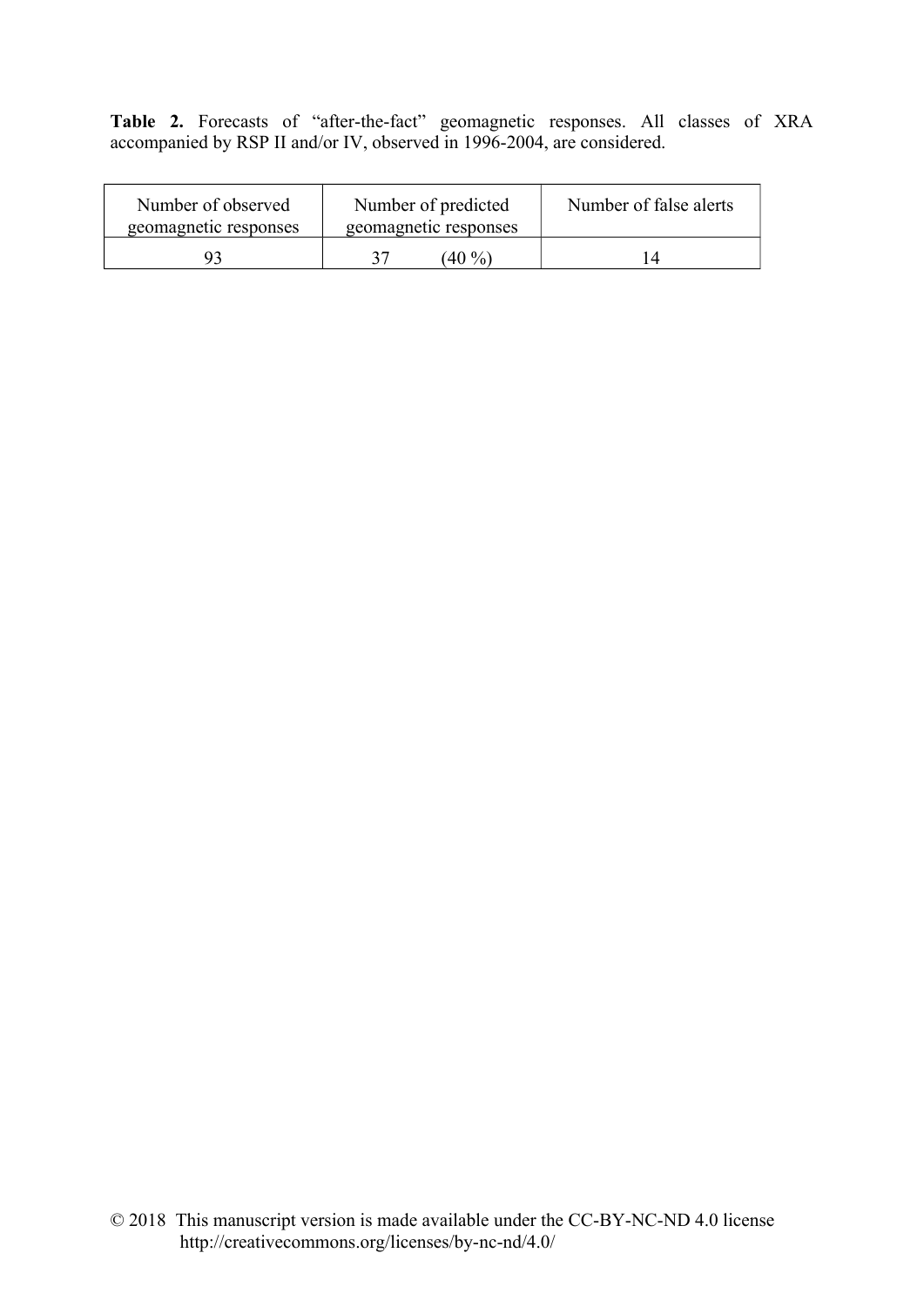**Table 2.** Forecasts of "after-the-fact" geomagnetic responses. All classes of XRA accompanied by RSP II and/or IV, observed in 1996-2004, are considered.

| Number of observed geomagnetic responses | Number of predicted geomagnetic responses | Number of false alerts |
|---|---|---|
| 93 | 37 (40 %) | 14 |

© 2018 This manuscript version is made available under the CC-BY-NC-ND 4.0 license http://creativecommons.org/licenses/by-nc-nd/4.0/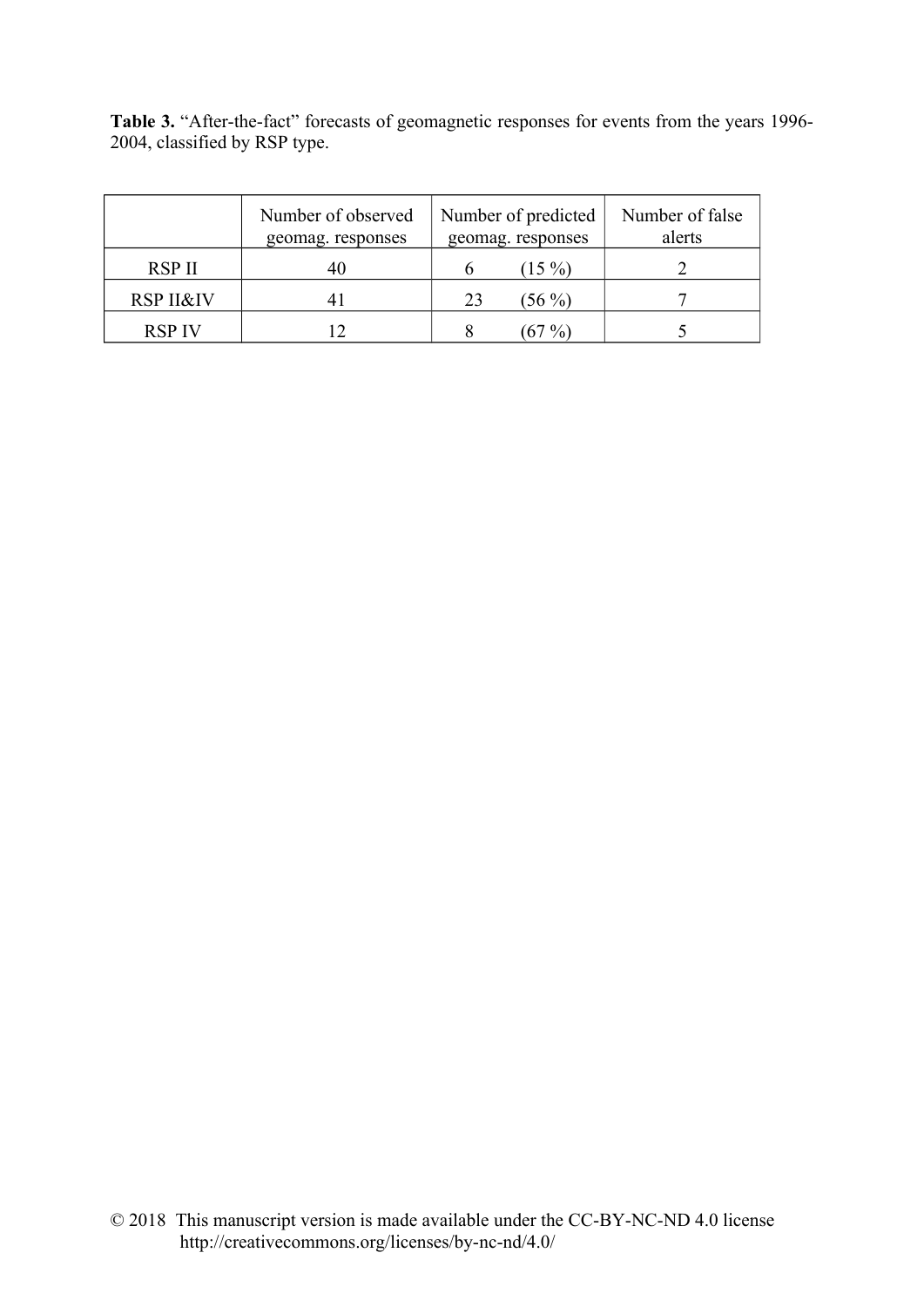**Table 3.** "After-the-fact" forecasts of geomagnetic responses for events from the years 1996-2004, classified by RSP type.

| | Number of observed geomag. responses | Number of predicted geomag. responses | Number of false alerts |
|---|---|---|---|
| RSP II | 40 | 6 (15 %) | 2 |
| RSP II&IV | 41 | 23 (56 %) | 7 |
| RSP IV | 12 | 8 (67 %) | 5 |

© 2018 This manuscript version is made available under the CC-BY-NC-ND 4.0 license http://creativecommons.org/licenses/by-nc-nd/4.0/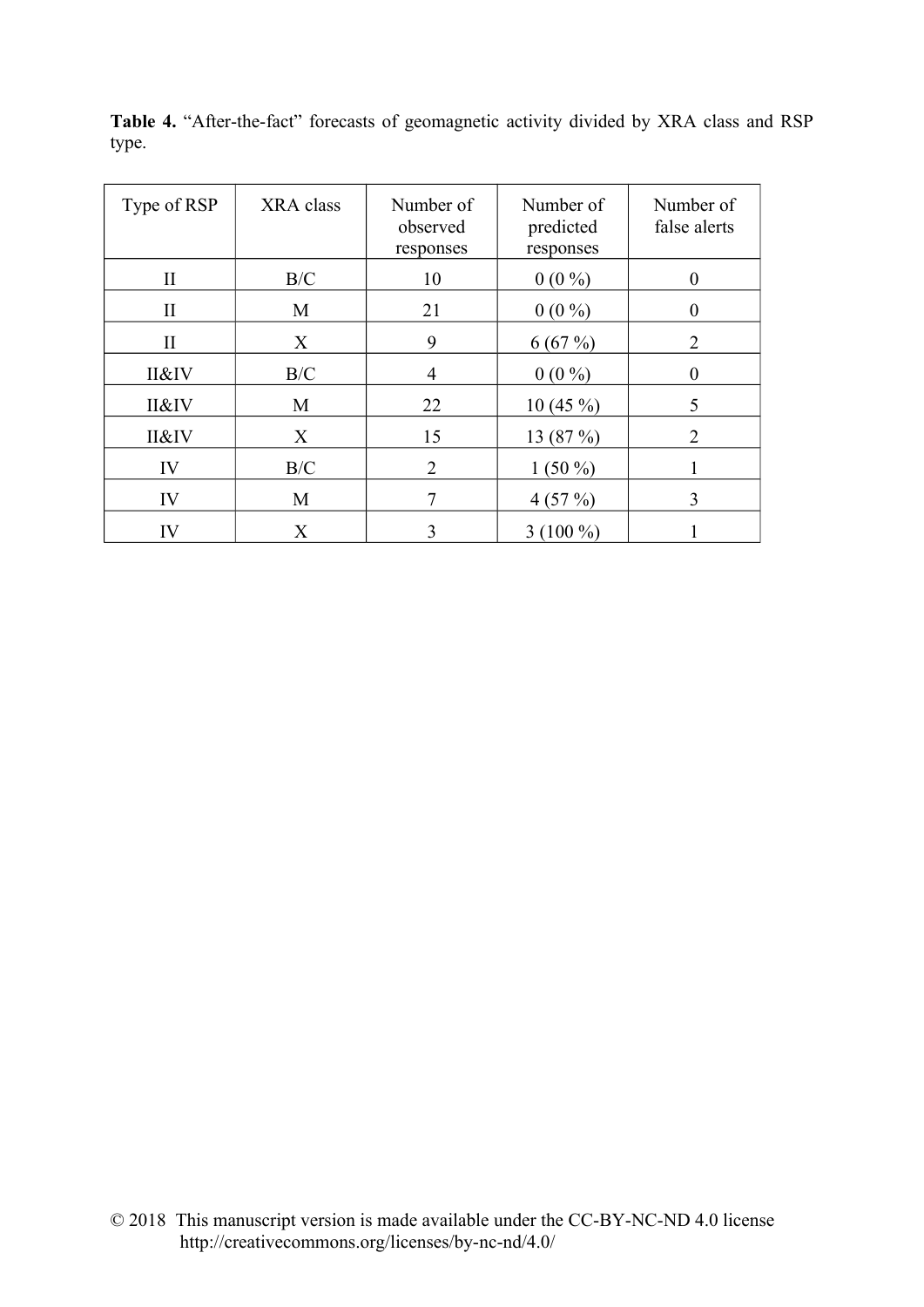**Table 4.** "After-the-fact" forecasts of geomagnetic activity divided by XRA class and RSP type.

| Type of RSP | XRA class | Number of observed responses | Number of predicted responses | Number of false alerts |
|---|---|---|---|---|
| II | B/C | 10 | 0 (0 %) | 0 |
| II | M | 21 | 0 (0 %) | 0 |
| II | X | 9 | 6 (67 %) | 2 |
| II&IV | B/C | 4 | 0 (0 %) | 0 |
| II&IV | M | 22 | 10 (45 %) | 5 |
| II&IV | X | 15 | 13 (87 %) | 2 |
| IV | B/C | 2 | 1 (50 %) | 1 |
| IV | M | 7 | 4 (57 %) | 3 |
| IV | X | 3 | 3 (100 %) | 1 |

© 2018 This manuscript version is made available under the CC-BY-NC-ND 4.0 license http://creativecommons.org/licenses/by-nc-nd/4.0/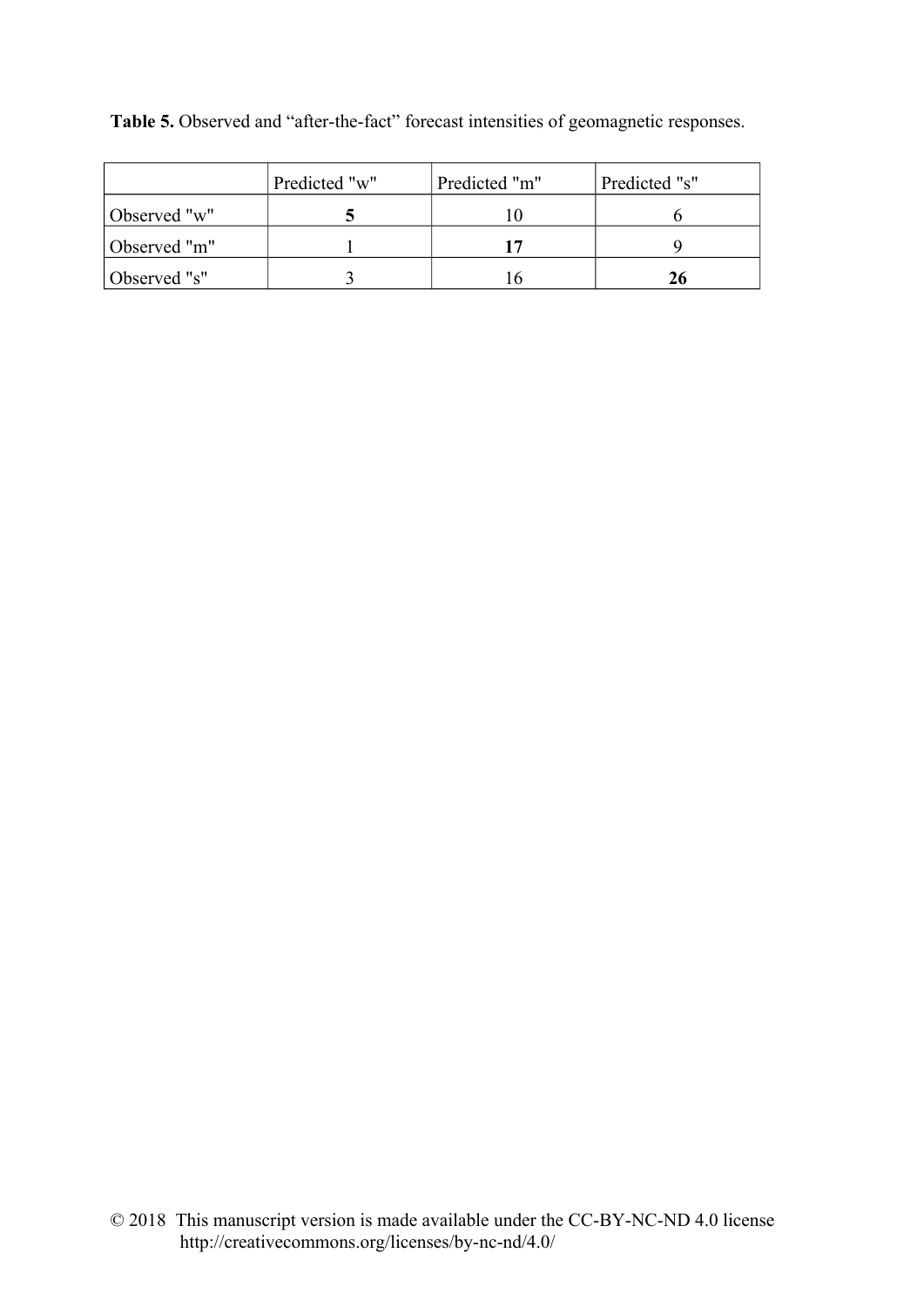**Table 5.** Observed and "after-the-fact" forecast intensities of geomagnetic responses.

| | Predicted "w" | Predicted "m" | Predicted "s" |
|---|---|---|---|
| Observed "w" | **5** | 10 | 6 |
| Observed "m" | 1 | **17** | 9 |
| Observed "s" | 3 | 16 | **26** |

© 2018 This manuscript version is made available under the CC-BY-NC-ND 4.0 license http://creativecommons.org/licenses/by-nc-nd/4.0/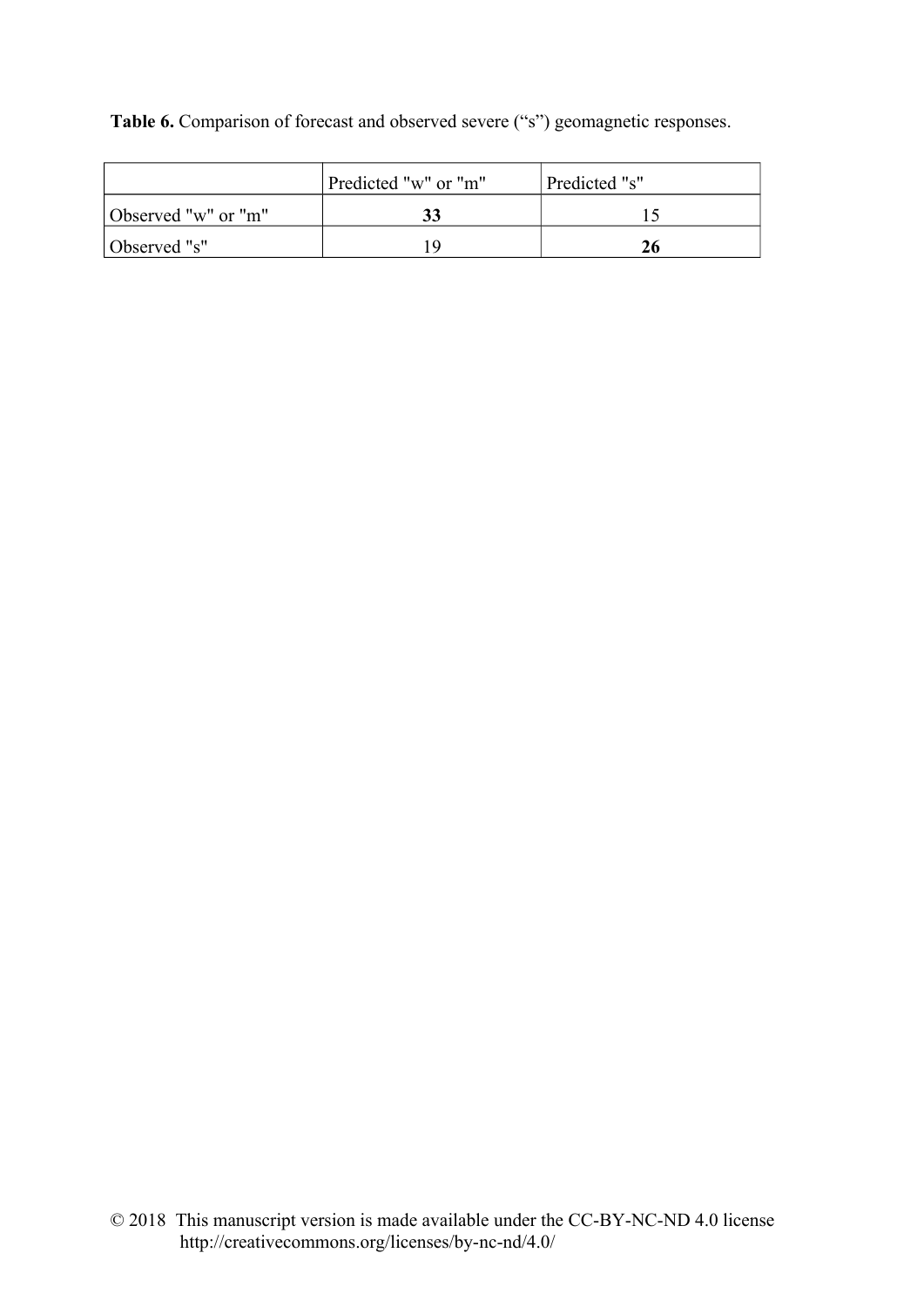**Table 6.** Comparison of forecast and observed severe (“s”) geomagnetic responses.

| | Predicted "w" or "m" | Predicted "s" |
|---|---|---|
| Observed "w" or "m" | **33** | 15 |
| Observed "s" | 19 | **26** |

© 2018 This manuscript version is made available under the CC-BY-NC-ND 4.0 license http://creativecommons.org/licenses/by-nc-nd/4.0/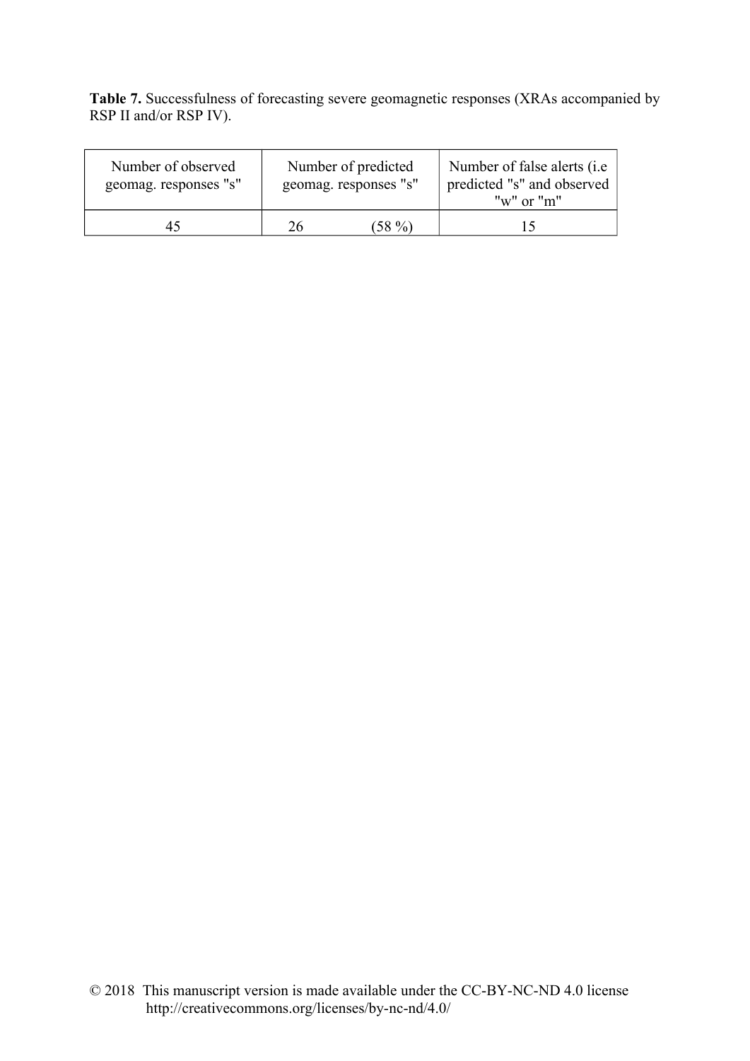**Table 7.** Successfulness of forecasting severe geomagnetic responses (XRAs accompanied by RSP II and/or RSP IV).

| Number of observed geomag. responses "s" | Number of predicted geomag. responses "s" | Number of false alerts (i.e predicted "s" and observed "w" or "m" |
|---|---|---|
| 45 | 26 (58 %) | 15 |

© 2018 This manuscript version is made available under the CC-BY-NC-ND 4.0 license http://creativecommons.org/licenses/by-nc-nd/4.0/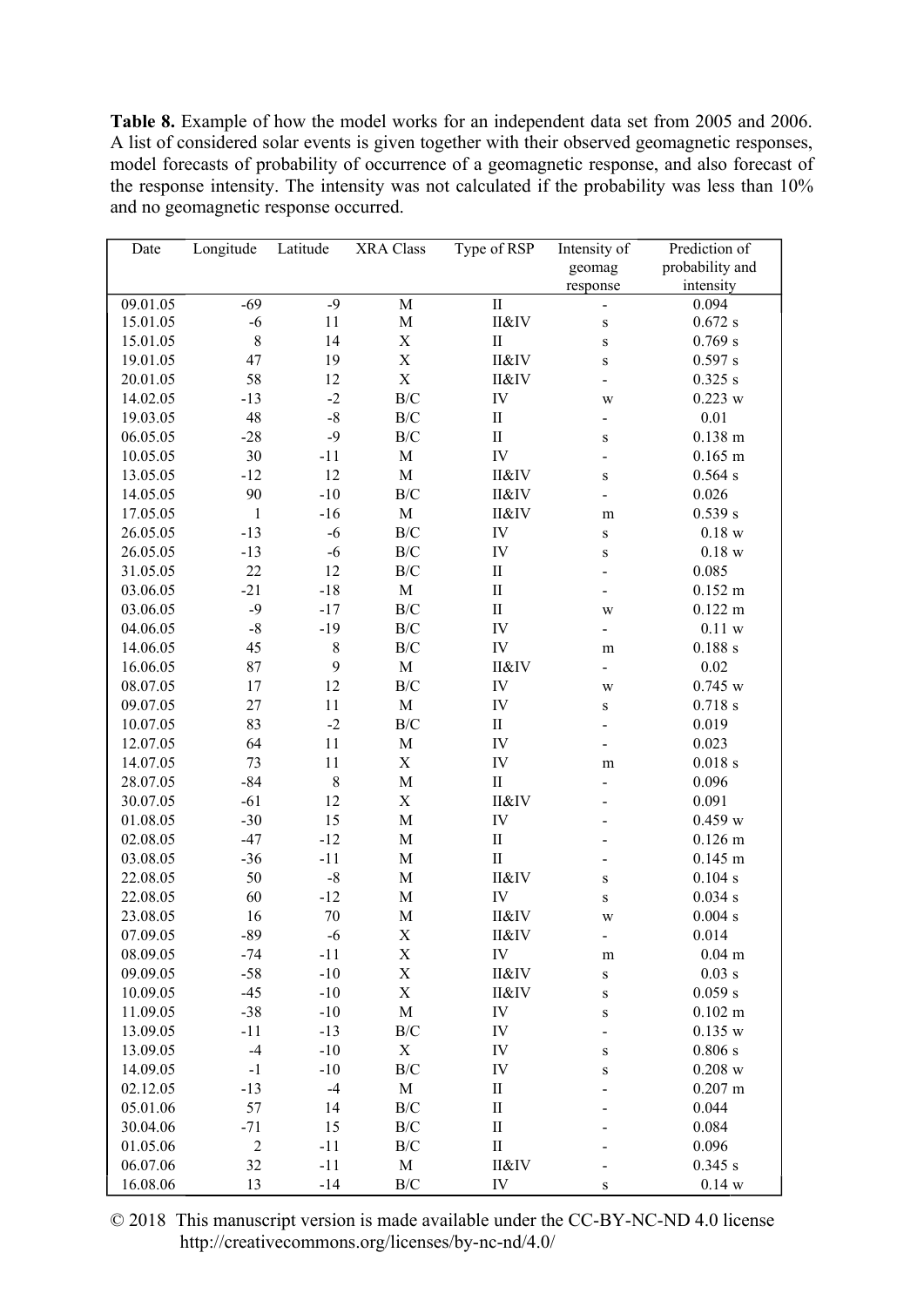**Table 8.** Example of how the model works for an independent data set from 2005 and 2006. A list of considered solar events is given together with their observed geomagnetic responses, model forecasts of probability of occurrence of a geomagnetic response, and also forecast of the response intensity. The intensity was not calculated if the probability was less than 10% and no geomagnetic response occurred.

| Date | Longitude | Latitude | XRA Class | Type of RSP | Intensity of geomag response | Prediction of probability and intensity |
|---|---|---|---|---|---|---|
| 09.01.05 | -69 | -9 | M | II | - | 0.094 |
| 15.01.05 | -6 | 11 | M | II&IV | s | 0.672 s |
| 15.01.05 | 8 | 14 | X | II | s | 0.769 s |
| 19.01.05 | 47 | 19 | X | II&IV | s | 0.597 s |
| 20.01.05 | 58 | 12 | X | II&IV | - | 0.325 s |
| 14.02.05 | -13 | -2 | B/C | IV | w | 0.223 w |
| 19.03.05 | 48 | -8 | B/C | II | - | 0.01 |
| 06.05.05 | -28 | -9 | B/C | II | s | 0.138 m |
| 10.05.05 | 30 | -11 | M | IV | - | 0.165 m |
| 13.05.05 | -12 | 12 | M | II&IV | s | 0.564 s |
| 14.05.05 | 90 | -10 | B/C | II&IV | - | 0.026 |
| 17.05.05 | 1 | -16 | M | II&IV | m | 0.539 s |
| 26.05.05 | -13 | -6 | B/C | IV | s | 0.18 w |
| 26.05.05 | -13 | -6 | B/C | IV | s | 0.18 w |
| 31.05.05 | 22 | 12 | B/C | II | - | 0.085 |
| 03.06.05 | -21 | -18 | M | II | - | 0.152 m |
| 03.06.05 | -9 | -17 | B/C | II | w | 0.122 m |
| 04.06.05 | -8 | -19 | B/C | IV | - | 0.11 w |
| 14.06.05 | 45 | 8 | B/C | IV | m | 0.188 s |
| 16.06.05 | 87 | 9 | M | II&IV | - | 0.02 |
| 08.07.05 | 17 | 12 | B/C | IV | w | 0.745 w |
| 09.07.05 | 27 | 11 | M | IV | s | 0.718 s |
| 10.07.05 | 83 | -2 | B/C | II | - | 0.019 |
| 12.07.05 | 64 | 11 | M | IV | - | 0.023 |
| 14.07.05 | 73 | 11 | X | IV | m | 0.018 s |
| 28.07.05 | -84 | 8 | M | II | - | 0.096 |
| 30.07.05 | -61 | 12 | X | II&IV | - | 0.091 |
| 01.08.05 | -30 | 15 | M | IV | - | 0.459 w |
| 02.08.05 | -47 | -12 | M | II | - | 0.126 m |
| 03.08.05 | -36 | -11 | M | II | - | 0.145 m |
| 22.08.05 | 50 | -8 | M | II&IV | s | 0.104 s |
| 22.08.05 | 60 | -12 | M | IV | s | 0.034 s |
| 23.08.05 | 16 | 70 | M | II&IV | w | 0.004 s |
| 07.09.05 | -89 | -6 | X | II&IV | - | 0.014 |
| 08.09.05 | -74 | -11 | X | IV | m | 0.04 m |
| 09.09.05 | -58 | -10 | X | II&IV | s | 0.03 s |
| 10.09.05 | -45 | -10 | X | II&IV | s | 0.059 s |
| 11.09.05 | -38 | -10 | M | IV | s | 0.102 m |
| 13.09.05 | -11 | -13 | B/C | IV | - | 0.135 w |
| 13.09.05 | -4 | -10 | X | IV | s | 0.806 s |
| 14.09.05 | -1 | -10 | B/C | IV | s | 0.208 w |
| 02.12.05 | -13 | -4 | M | II | - | 0.207 m |
| 05.01.06 | 57 | 14 | B/C | II | - | 0.044 |
| 30.04.06 | -71 | 15 | B/C | II | - | 0.084 |
| 01.05.06 | 2 | -11 | B/C | II | - | 0.096 |
| 06.07.06 | 32 | -11 | M | II&IV | - | 0.345 s |
| 16.08.06 | 13 | -14 | B/C | IV | s | 0.14 w |

© 2018 This manuscript version is made available under the CC-BY-NC-ND 4.0 license http://creativecommons.org/licenses/by-nc-nd/4.0/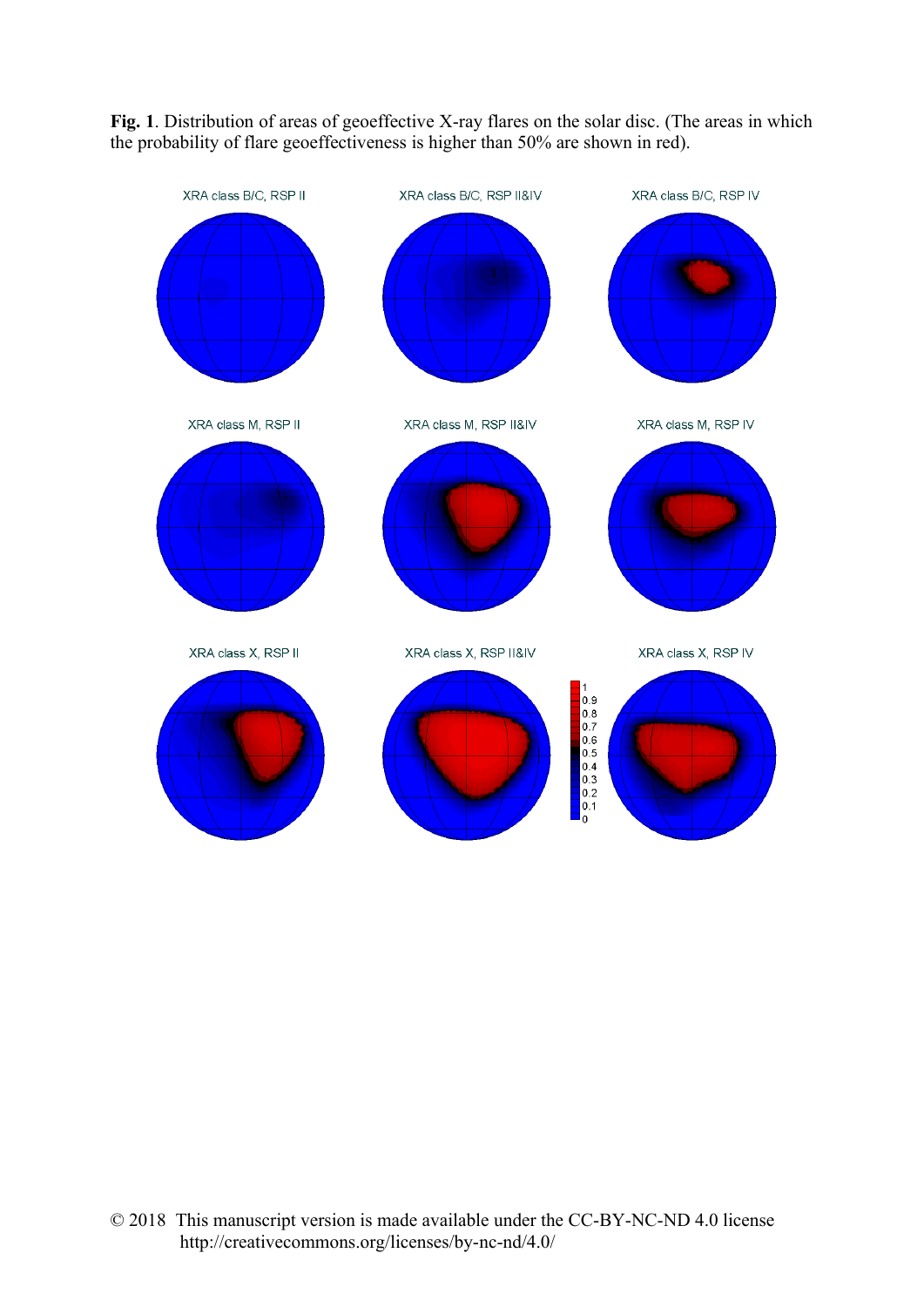**Fig. 1**. Distribution of areas of geoeffective X-ray flares on the solar disc. (The areas in which the probability of flare geoeffectiveness is higher than 50% are shown in red).

XRA class B/C, RSP II

XRA class B/C, RSP II&IV

XRA class B/C, RSP IV

XRA class M, RSP II

XRA class M, RSP II&IV

XRA class M, RSP IV

XRA class X, RSP II

XRA class X, RSP II&IV

XRA class X, RSP IV

1
0.9
0.8
0.7
0.6
0.5
0.4
0.3
0.2
0.1
0

© 2018 This manuscript version is made available under the CC-BY-NC-ND 4.0 license http://creativecommons.org/licenses/by-nc-nd/4.0/